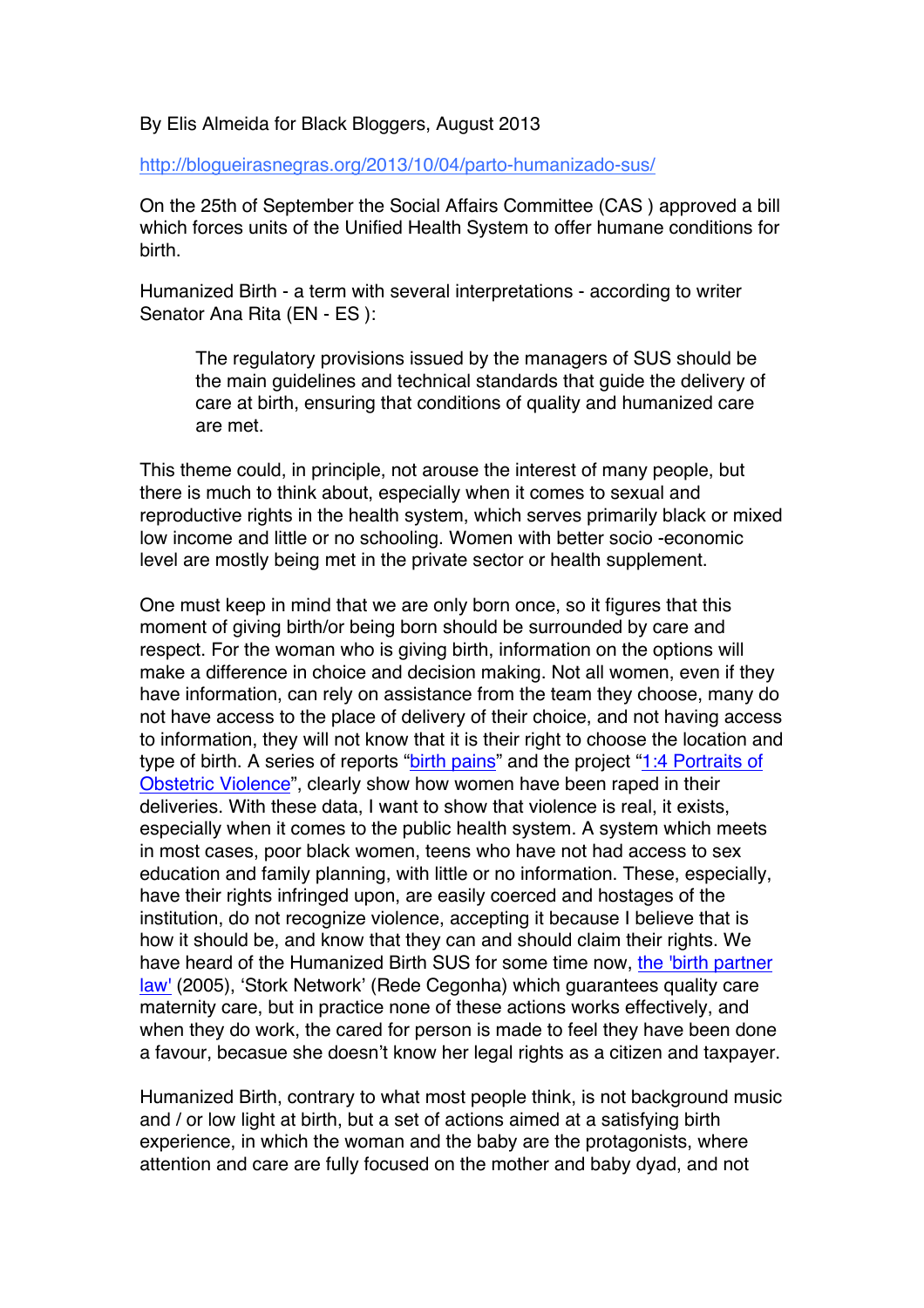By Elis Almeida for Black Bloggers, August 2013

[http://blogueirasnegras.org/2013/10/04/parto-humanizado-sus/](http://blogueirasnegras.org/2013/10/04/parto-humanizado-sus/)

On the 25th of September the Social Affairs Committee (CAS ) approved a bill which forces units of the Unified Health System to offer humane conditions for birth.

Humanized Birth - a term with several interpretations - according to writer Senator Ana Rita (EN - ES ):

> The regulatory provisions issued by the managers of SUS should be the main guidelines and technical standards that guide the delivery of care at birth, ensuring that conditions of quality and humanized care are met.

This theme could, in principle, not arouse the interest of many people, but there is much to think about, especially when it comes to sexual and reproductive rights in the health system, which serves primarily black or mixed low income and little or no schooling. Women with better socio -economic level are mostly being met in the private sector or health supplement.

One must keep in mind that we are only born once, so it figures that this moment of giving birth/or being born should be surrounded by care and respect. For the woman who is giving birth, information on the options will make a difference in choice and decision making. Not all women, even if they have information, can rely on assistance from the team they choose, many do not have access to the place of delivery of their choice, and not having access to information, they will not know that it is their right to choose the location and type of birth. A series of reports "[birth pains]()" and the project "[1:4 Portraits of Obstetric Violence]()", clearly show how women have been raped in their deliveries. With these data, I want to show that violence is real, it exists, especially when it comes to the public health system. A system which meets in most cases, poor black women, teens who have not had access to sex education and family planning, with little or no information. These, especially, have their rights infringed upon, are easily coerced and hostages of the institution, do not recognize violence, accepting it because I believe that is how it should be, and know that they can and should claim their rights. We have heard of the Humanized Birth SUS for some time now, [the 'birth partner law']() (2005), 'Stork Network' (Rede Cegonha) which guarantees quality care maternity care, but in practice none of these actions works effectively, and when they do work, the cared for person is made to feel they have been done a favour, becasue she doesn't know her legal rights as a citizen and taxpayer.

Humanized Birth, contrary to what most people think, is not background music and / or low light at birth, but a set of actions aimed at a satisfying birth experience, in which the woman and the baby are the protagonists, where attention and care are fully focused on the mother and baby dyad, and not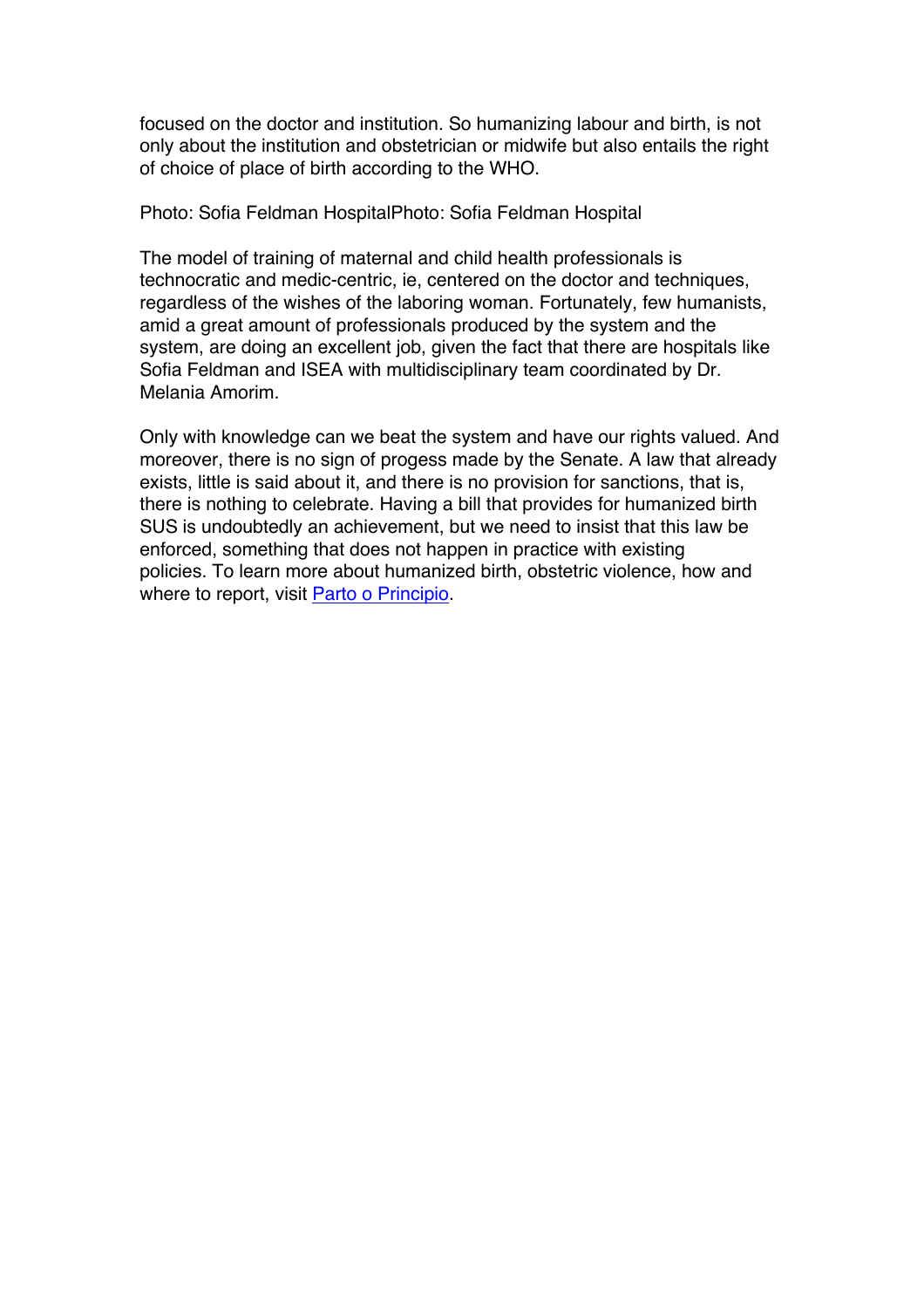focused on the doctor and institution. So humanizing labour and birth, is not only about the institution and obstetrician or midwife but also entails the right of choice of place of birth according to the WHO.

Photo: Sofia Feldman HospitalPhoto: Sofia Feldman Hospital

The model of training of maternal and child health professionals is technocratic and medic-centric, ie, centered on the doctor and techniques, regardless of the wishes of the laboring woman. Fortunately, few humanists, amid a great amount of professionals produced by the system and the system, are doing an excellent job, given the fact that there are hospitals like Sofia Feldman and ISEA with multidisciplinary team coordinated by Dr. Melania Amorim.

Only with knowledge can we beat the system and have our rights valued. And moreover, there is no sign of progess made by the Senate. A law that already exists, little is said about it, and there is no provision for sanctions, that is, there is nothing to celebrate. Having a bill that provides for humanized birth SUS is undoubtedly an achievement, but we need to insist that this law be enforced, something that does not happen in practice with existing policies. To learn more about humanized birth, obstetric violence, how and where to report, visit Parto o Principio.